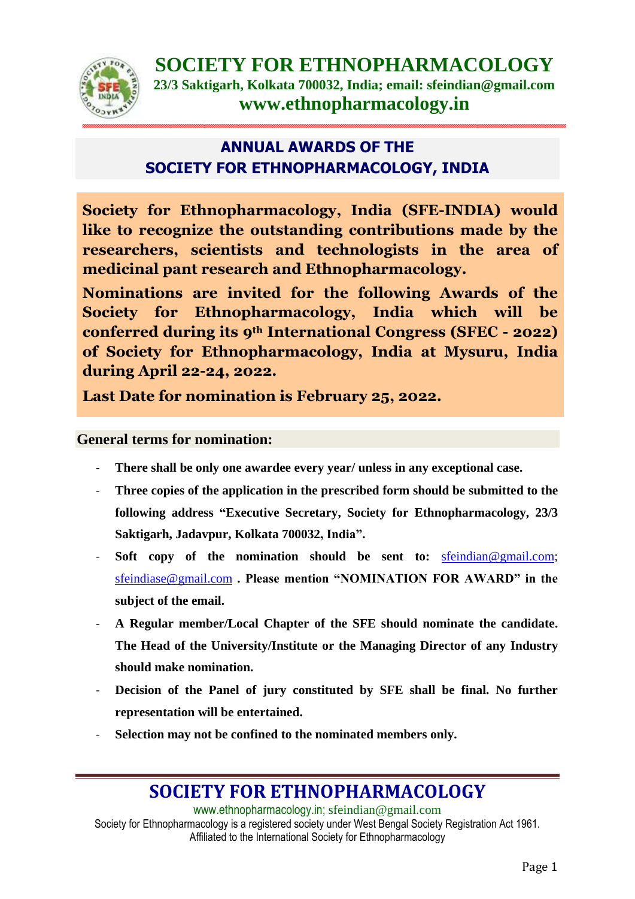# SOCIETY FOR ETHNOPHARMACOLOGY

**23/3 Saktigarh, Kolkata 700032, India; email: sfeindian@gmail.com**

**www.ethnopharmacology.in**

## ANNUAL AWARDS OF THE SOCIETY FOR ETHNOPHARMACOLOGY, INDIA

**Society for Ethnopharmacology, India (SFE-INDIA) would like to recognize the outstanding contributions made by the researchers, scientists and technologists in the area of medicinal pant research and Ethnopharmacology.**

**Nominations are invited for the following Awards of the Society for Ethnopharmacology, India which will be conferred during its 9th International Congress (SFEC - 2022) of Society for Ethnopharmacology, India at Mysuru, India during April 22-24, 2022.**

**Last Date for nomination is February 25, 2022.**

### General terms for nomination:

- **There shall be only one awardee every year/ unless in any exceptional case.**
- **Three copies of the application in the prescribed form should be submitted to the following address "Executive Secretary, Society for Ethnopharmacology, 23/3 Saktigarh, Jadavpur, Kolkata 700032, India".**
- **Soft copy of the nomination should be sent to:** sfeindian@gmail.com; sfeindiase@gmail.com **. Please mention "NOMINATION FOR AWARD" in the subject of the email.**
- **A Regular member/Local Chapter of the SFE should nominate the candidate. The Head of the University/Institute or the Managing Director of any Industry should make nomination.**
- **Decision of the Panel of jury constituted by SFE shall be final. No further representation will be entertained.**
- **Selection may not be confined to the nominated members only.**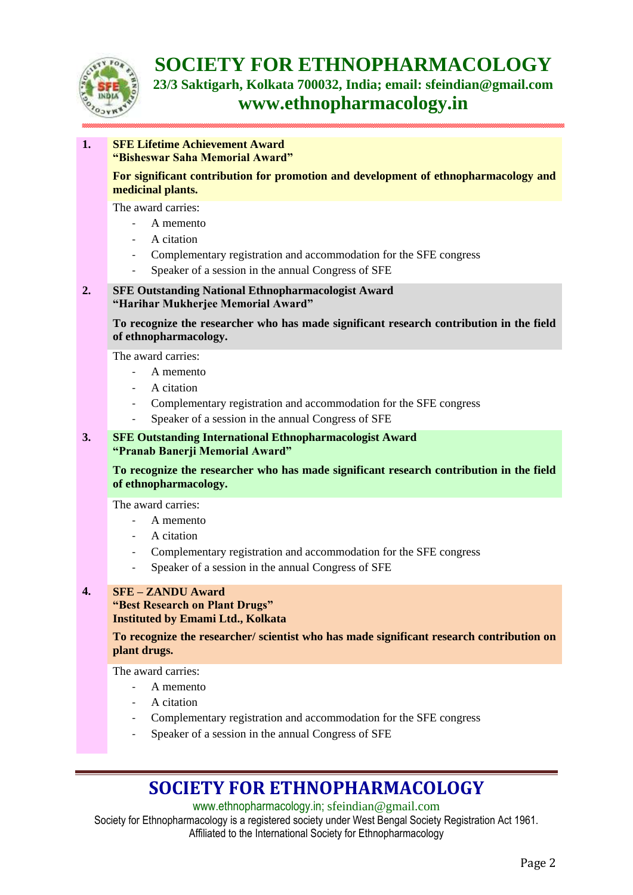# SOCIETY FOR ETHNOPHARMACOLOGY

**23/3 Saktigarh, Kolkata 700032, India; email: sfeindian@gmail.com**

**www.ethnopharmacology.in**

---

**1. SFE Lifetime Achievement Award**
**"Bisheswar Saha Memorial Award"**

**For significant contribution for promotion and development of ethnopharmacology and medicinal plants.**

The award carries:

- A memento
- A citation
- Complementary registration and accommodation for the SFE congress
- Speaker of a session in the annual Congress of SFE

**2. SFE Outstanding National Ethnopharmacologist Award**
**"Harihar Mukherjee Memorial Award"**

**To recognize the researcher who has made significant research contribution in the field of ethnopharmacology.**

The award carries:

- A memento
- A citation
- Complementary registration and accommodation for the SFE congress
- Speaker of a session in the annual Congress of SFE

**3. SFE Outstanding International Ethnopharmacologist Award**
**"Pranab Banerji Memorial Award"**

**To recognize the researcher who has made significant research contribution in the field of ethnopharmacology.**

The award carries:

- A memento
- A citation
- Complementary registration and accommodation for the SFE congress
- Speaker of a session in the annual Congress of SFE

**4. SFE – ZANDU Award**
**"Best Research on Plant Drugs"**
**Instituted by Emami Ltd., Kolkata**

**To recognize the researcher/ scientist who has made significant research contribution on plant drugs.**

The award carries:

- A memento
- A citation
- Complementary registration and accommodation for the SFE congress
- Speaker of a session in the annual Congress of SFE

---

**SOCIETY FOR ETHNOPHARMACOLOGY**

www.ethnopharmacology.in; sfeindian@gmail.com

Society for Ethnopharmacology is a registered society under West Bengal Society Registration Act 1961. Affiliated to the International Society for Ethnopharmacology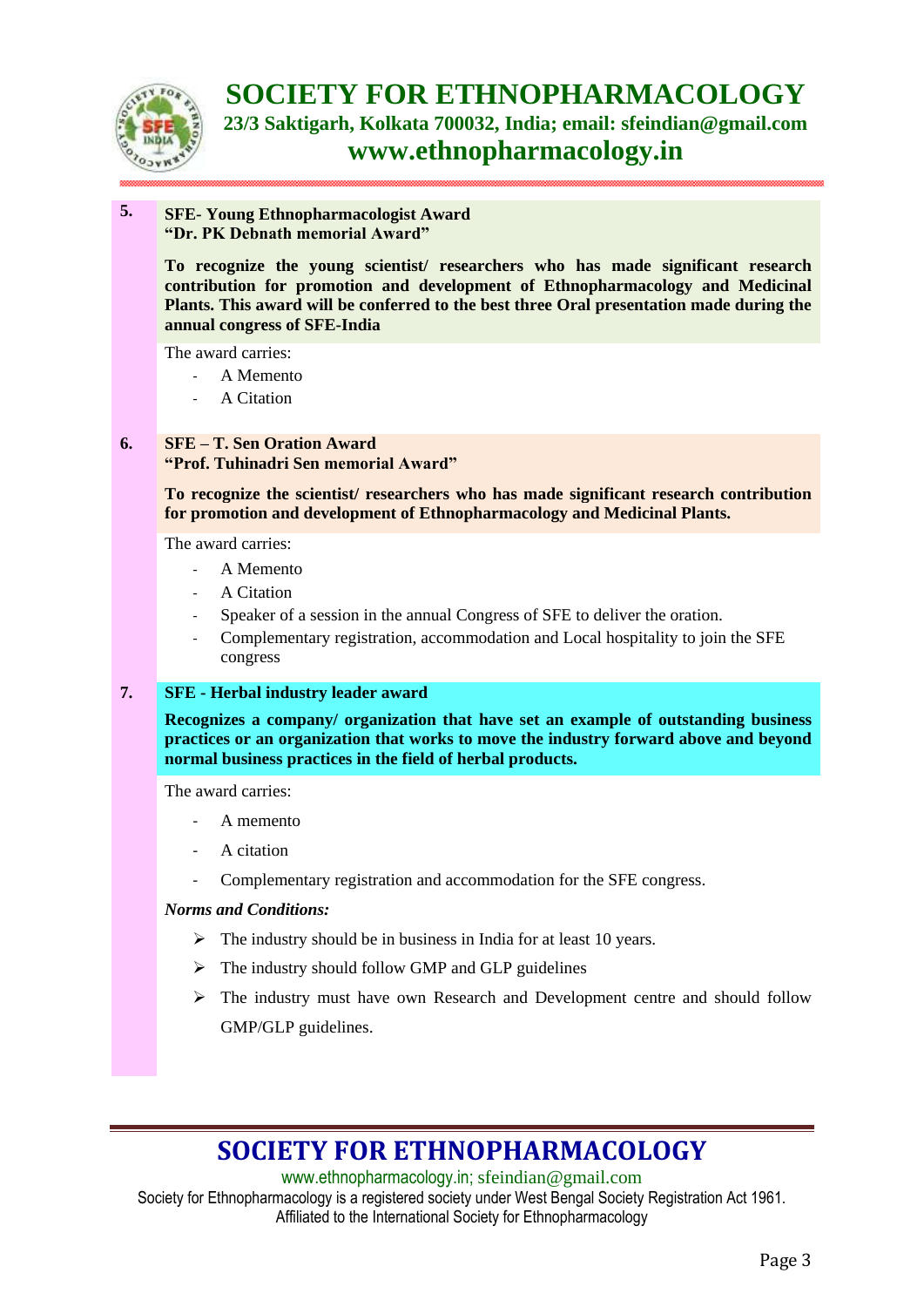5. **SFE- Young Ethnopharmacologist Award**
**"Dr. PK Debnath memorial Award"**

**To recognize the young scientist/ researchers who has made significant research contribution for promotion and development of Ethnopharmacology and Medicinal Plants. This award will be conferred to the best three Oral presentation made during the annual congress of SFE-India**

The award carries:

- A Memento
- A Citation

6. **SFE – T. Sen Oration Award**
**"Prof. Tuhinadri Sen memorial Award"**

**To recognize the scientist/ researchers who has made significant research contribution for promotion and development of Ethnopharmacology and Medicinal Plants.**

The award carries:

- A Memento
- A Citation
- Speaker of a session in the annual Congress of SFE to deliver the oration.
- Complementary registration, accommodation and Local hospitality to join the SFE congress

7. **SFE - Herbal industry leader award**

**Recognizes a company/ organization that have set an example of outstanding business practices or an organization that works to move the industry forward above and beyond normal business practices in the field of herbal products.**

The award carries:

- A memento
- A citation
- Complementary registration and accommodation for the SFE congress.

***Norms and Conditions:***

- The industry should be in business in India for at least 10 years.
- The industry should follow GMP and GLP guidelines
- The industry must have own Research and Development centre and should follow GMP/GLP guidelines.

**SOCIETY FOR ETHNOPHARMACOLOGY**

www.ethnopharmacology.in; sfeindian@gmail.com

Society for Ethnopharmacology is a registered society under West Bengal Society Registration Act 1961. Affiliated to the International Society for Ethnopharmacology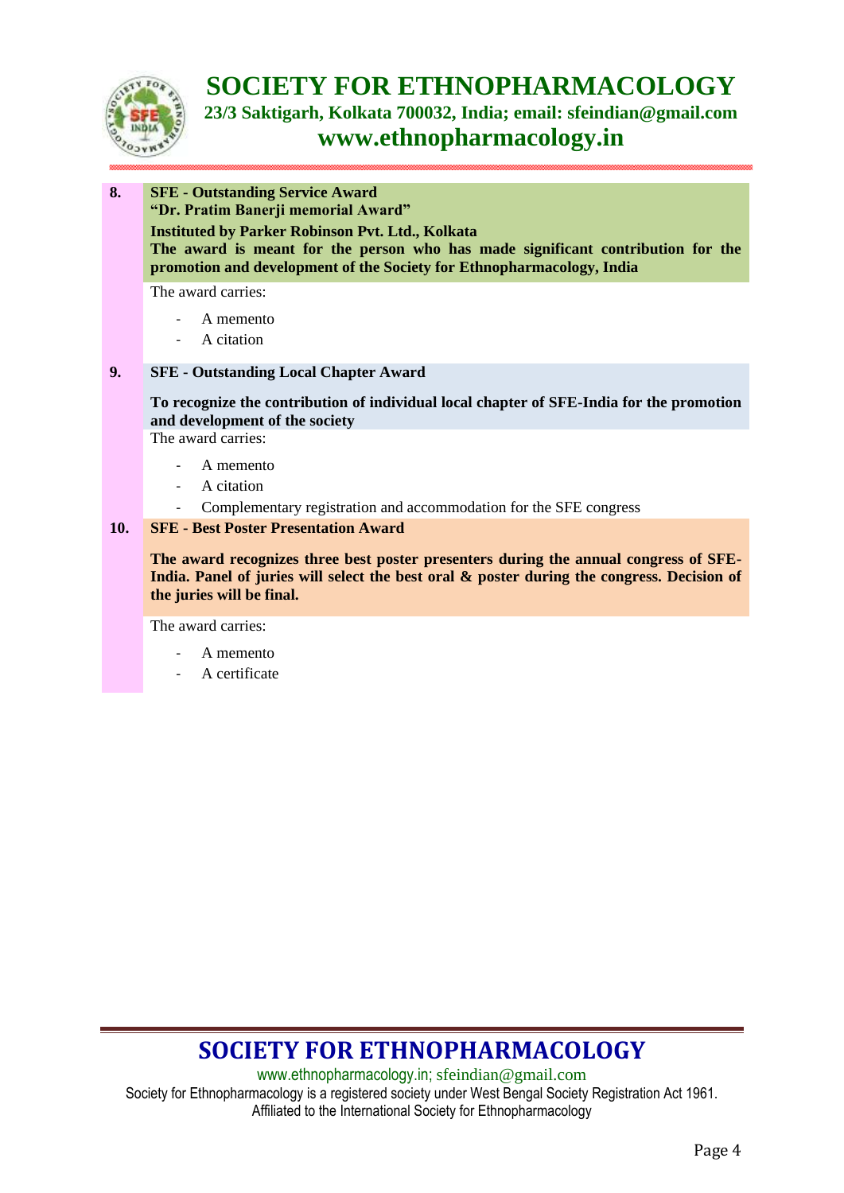**8. SFE - Outstanding Service Award**
**"Dr. Pratim Banerji memorial Award"**
**Instituted by Parker Robinson Pvt. Ltd., Kolkata**
**The award is meant for the person who has made significant contribution for the promotion and development of the Society for Ethnopharmacology, India**

The award carries:

- A memento
- A citation

**9. SFE - Outstanding Local Chapter Award**

**To recognize the contribution of individual local chapter of SFE-India for the promotion and development of the society**

The award carries:

- A memento
- A citation
- Complementary registration and accommodation for the SFE congress

**10. SFE - Best Poster Presentation Award**

**The award recognizes three best poster presenters during the annual congress of SFE-India. Panel of juries will select the best oral & poster during the congress. Decision of the juries will be final.**

The award carries:

- A memento
- A certificate